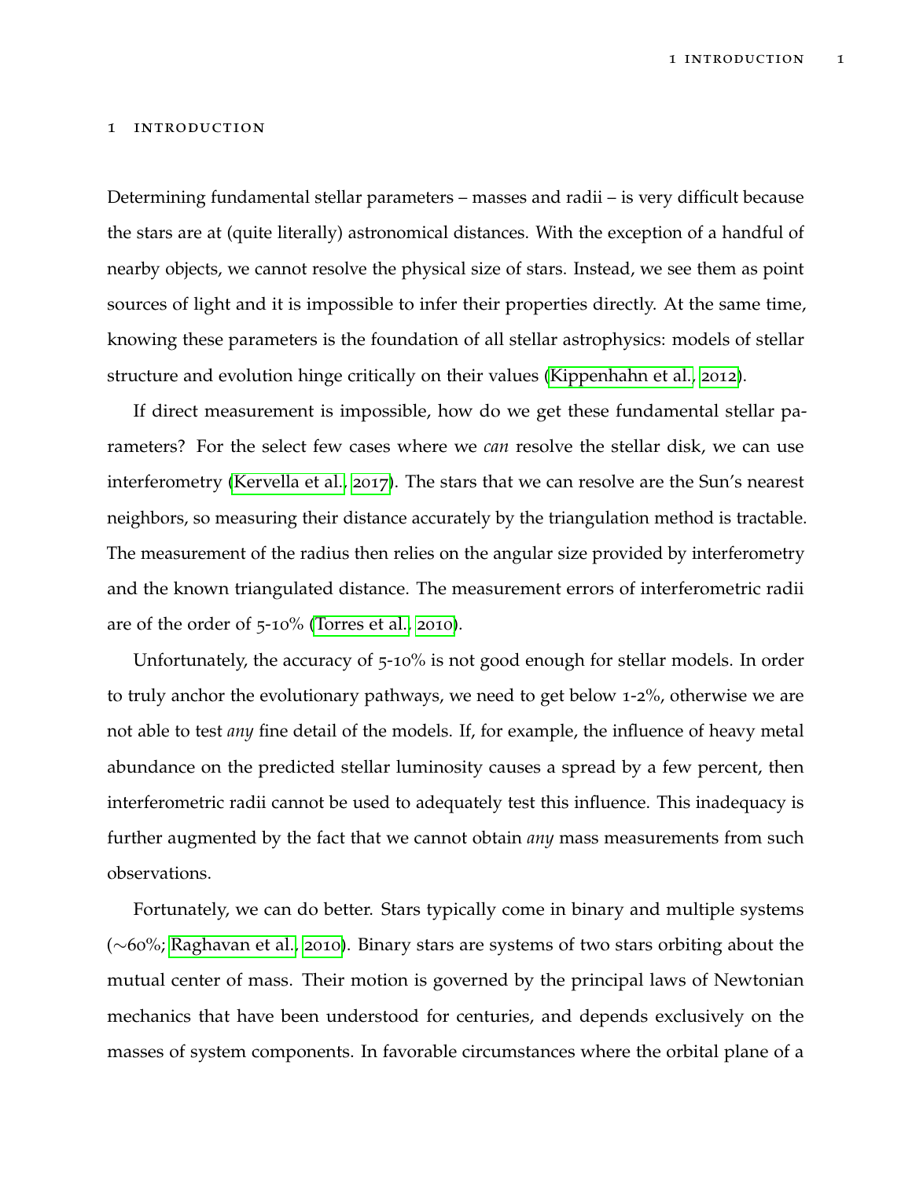# 1 INTRODUCTION

Determining fundamental stellar parameters – masses and radii – is very difficult because the stars are at (quite literally) astronomical distances. With the exception of a handful of nearby objects, we cannot resolve the physical size of stars. Instead, we see them as point sources of light and it is impossible to infer their properties directly. At the same time, knowing these parameters is the foundation of all stellar astrophysics: models of stellar structure and evolution hinge critically on their values (Kippenhahn et al., 2012).

If direct measurement is impossible, how do we get these fundamental stellar parameters? For the select few cases where we *can* resolve the stellar disk, we can use interferometry (Kervella et al., 2017). The stars that we can resolve are the Sun's nearest neighbors, so measuring their distance accurately by the triangulation method is tractable. The measurement of the radius then relies on the angular size provided by interferometry and the known triangulated distance. The measurement errors of interferometric radii are of the order of 5-10% (Torres et al., 2010).

Unfortunately, the accuracy of 5-10% is not good enough for stellar models. In order to truly anchor the evolutionary pathways, we need to get below 1-2%, otherwise we are not able to test *any* fine detail of the models. If, for example, the influence of heavy metal abundance on the predicted stellar luminosity causes a spread by a few percent, then interferometric radii cannot be used to adequately test this influence. This inadequacy is further augmented by the fact that we cannot obtain *any* mass measurements from such observations.

Fortunately, we can do better. Stars typically come in binary and multiple systems (∼60%; Raghavan et al., 2010). Binary stars are systems of two stars orbiting about the mutual center of mass. Their motion is governed by the principal laws of Newtonian mechanics that have been understood for centuries, and depends exclusively on the masses of system components. In favorable circumstances where the orbital plane of a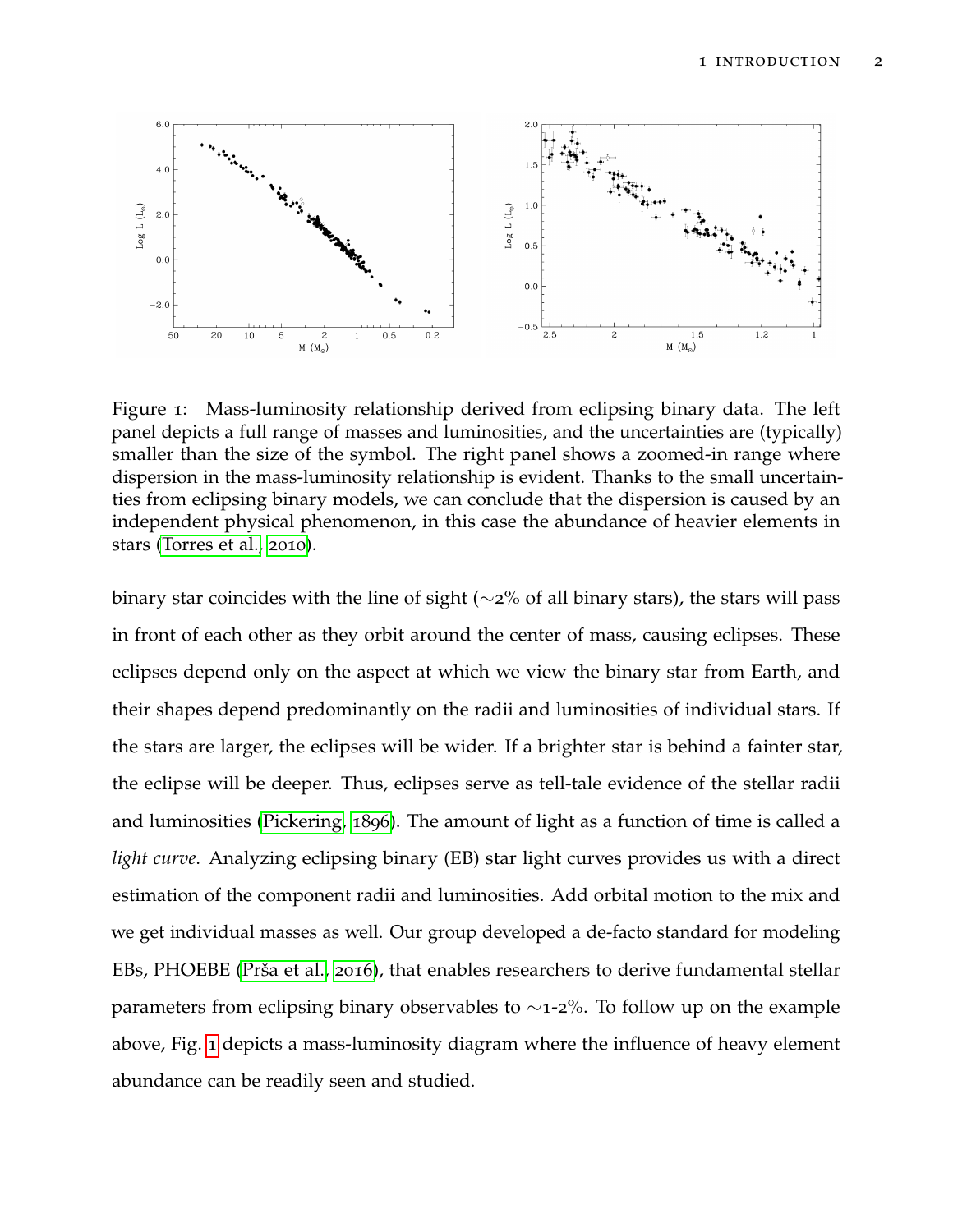Figure 1: Mass-luminosity relationship derived from eclipsing binary data. The left panel depicts a full range of masses and luminosities, and the uncertainties are (typically) smaller than the size of the symbol. The right panel shows a zoomed-in range where dispersion in the mass-luminosity relationship is evident. Thanks to the small uncertainties from eclipsing binary models, we can conclude that the dispersion is caused by an independent physical phenomenon, in this case the abundance of heavier elements in stars (Torres et al., 2010).

binary star coincides with the line of sight (∼2% of all binary stars), the stars will pass in front of each other as they orbit around the center of mass, causing eclipses. These eclipses depend only on the aspect at which we view the binary star from Earth, and their shapes depend predominantly on the radii and luminosities of individual stars. If the stars are larger, the eclipses will be wider. If a brighter star is behind a fainter star, the eclipse will be deeper. Thus, eclipses serve as tell-tale evidence of the stellar radii and luminosities (Pickering, 1896). The amount of light as a function of time is called a *light curve*. Analyzing eclipsing binary (EB) star light curves provides us with a direct estimation of the component radii and luminosities. Add orbital motion to the mix and we get individual masses as well. Our group developed a de-facto standard for modeling EBs, PHOEBE (Prša et al., 2016), that enables researchers to derive fundamental stellar parameters from eclipsing binary observables to ∼1-2%. To follow up on the example above, Fig. 1 depicts a mass-luminosity diagram where the influence of heavy element abundance can be readily seen and studied.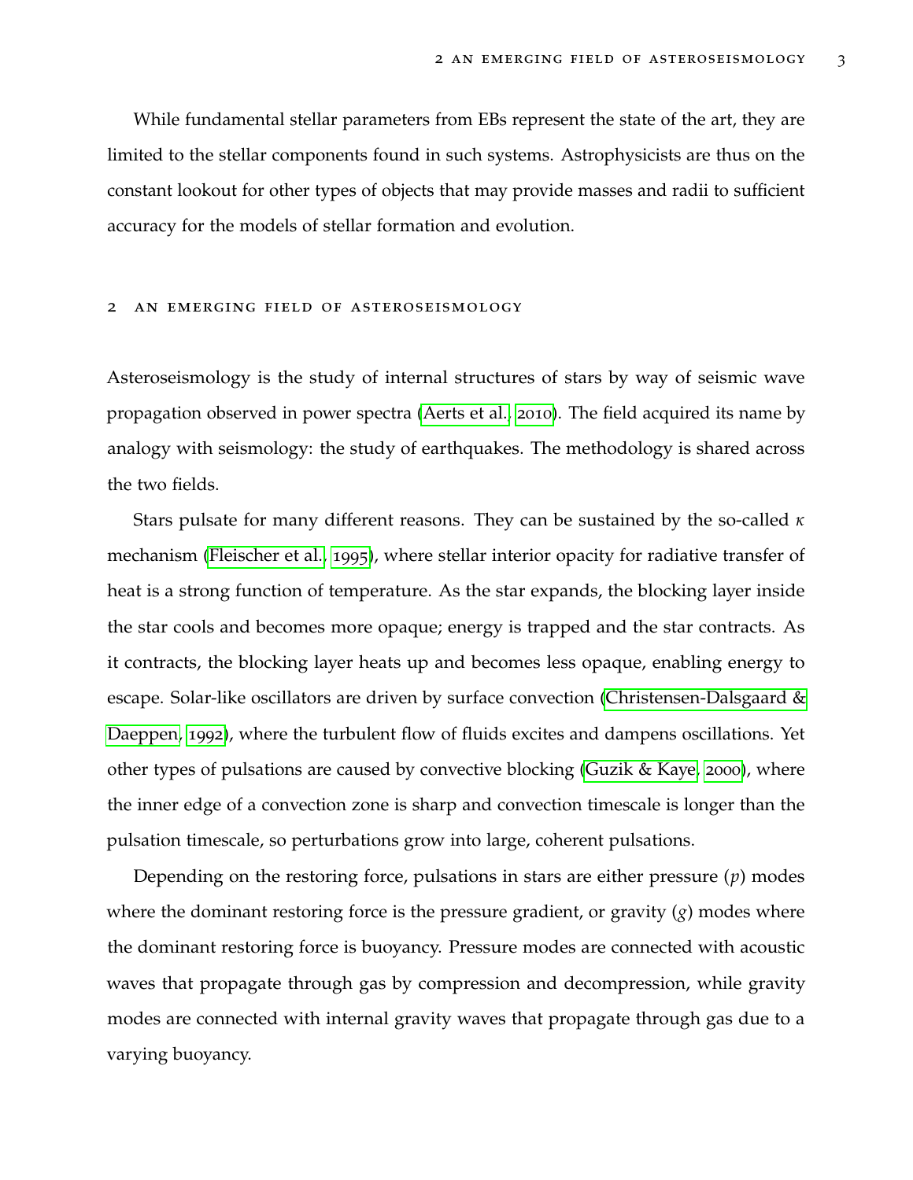While fundamental stellar parameters from EBs represent the state of the art, they are limited to the stellar components found in such systems. Astrophysicists are thus on the constant lookout for other types of objects that may provide masses and radii to sufficient accuracy for the models of stellar formation and evolution.

## 2 An emerging field of asteroseismology

Asteroseismology is the study of internal structures of stars by way of seismic wave propagation observed in power spectra (Aerts et al. 2010). The field acquired its name by analogy with seismology: the study of earthquakes. The methodology is shared across the two fields.

Stars pulsate for many different reasons. They can be sustained by the so-called $\kappa$ mechanism (Fleischer et al. 1995), where stellar interior opacity for radiative transfer of heat is a strong function of temperature. As the star expands, the blocking layer inside the star cools and becomes more opaque; energy is trapped and the star contracts. As it contracts, the blocking layer heats up and becomes less opaque, enabling energy to escape. Solar-like oscillators are driven by surface convection (Christensen-Dalsgaard & Daeppen 1992), where the turbulent flow of fluids excites and dampens oscillations. Yet other types of pulsations are caused by convective blocking (Guzik & Kaye 2000), where the inner edge of a convection zone is sharp and convection timescale is longer than the pulsation timescale, so perturbations grow into large, coherent pulsations.

Depending on the restoring force, pulsations in stars are either pressure ($p$) modes where the dominant restoring force is the pressure gradient, or gravity ($g$) modes where the dominant restoring force is buoyancy. Pressure modes are connected with acoustic waves that propagate through gas by compression and decompression, while gravity modes are connected with internal gravity waves that propagate through gas due to a varying buoyancy.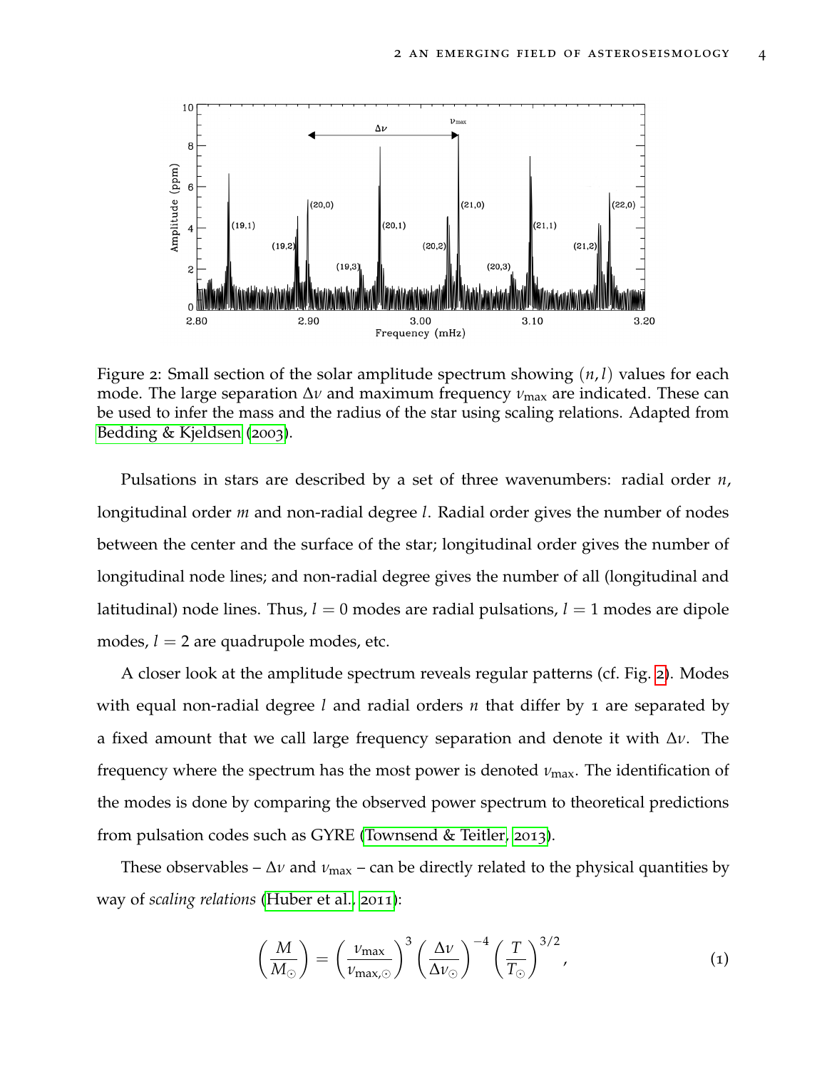Figure 2: Small section of the solar amplitude spectrum showing $(n, l)$ values for each mode. The large separation $\Delta\nu$ and maximum frequency $\nu_{\text{max}}$ are indicated. These can be used to infer the mass and the radius of the star using scaling relations. Adapted from Bedding & Kjeldsen (2003).

Pulsations in stars are described by a set of three wavenumbers: radial order $n$, longitudinal order $m$ and non-radial degree $l$. Radial order gives the number of nodes between the center and the surface of the star; longitudinal order gives the number of longitudinal node lines; and non-radial degree gives the number of all (longitudinal and latitudinal) node lines. Thus, $l = 0$ modes are radial pulsations, $l = 1$ modes are dipole modes, $l = 2$ are quadrupole modes, etc.

A closer look at the amplitude spectrum reveals regular patterns (cf. Fig. 2). Modes with equal non-radial degree $l$ and radial orders $n$ that differ by 1 are separated by a fixed amount that we call large frequency separation and denote it with $\Delta\nu$. The frequency where the spectrum has the most power is denoted $\nu_{\text{max}}$. The identification of the modes is done by comparing the observed power spectrum to theoretical predictions from pulsation codes such as GYRE (Townsend & Teitler, 2013).

These observables – $\Delta\nu$ and $\nu_{\text{max}}$ – can be directly related to the physical quantities by way of *scaling relations* (Huber et al., 2011):

$$\left(\frac{M}{M_\odot}\right) = \left(\frac{\nu_{\text{max}}}{\nu_{\text{max},\odot}}\right)^3 \left(\frac{\Delta\nu}{\Delta\nu_\odot}\right)^{-4} \left(\frac{T}{T_\odot}\right)^{3/2}, \tag{1}$$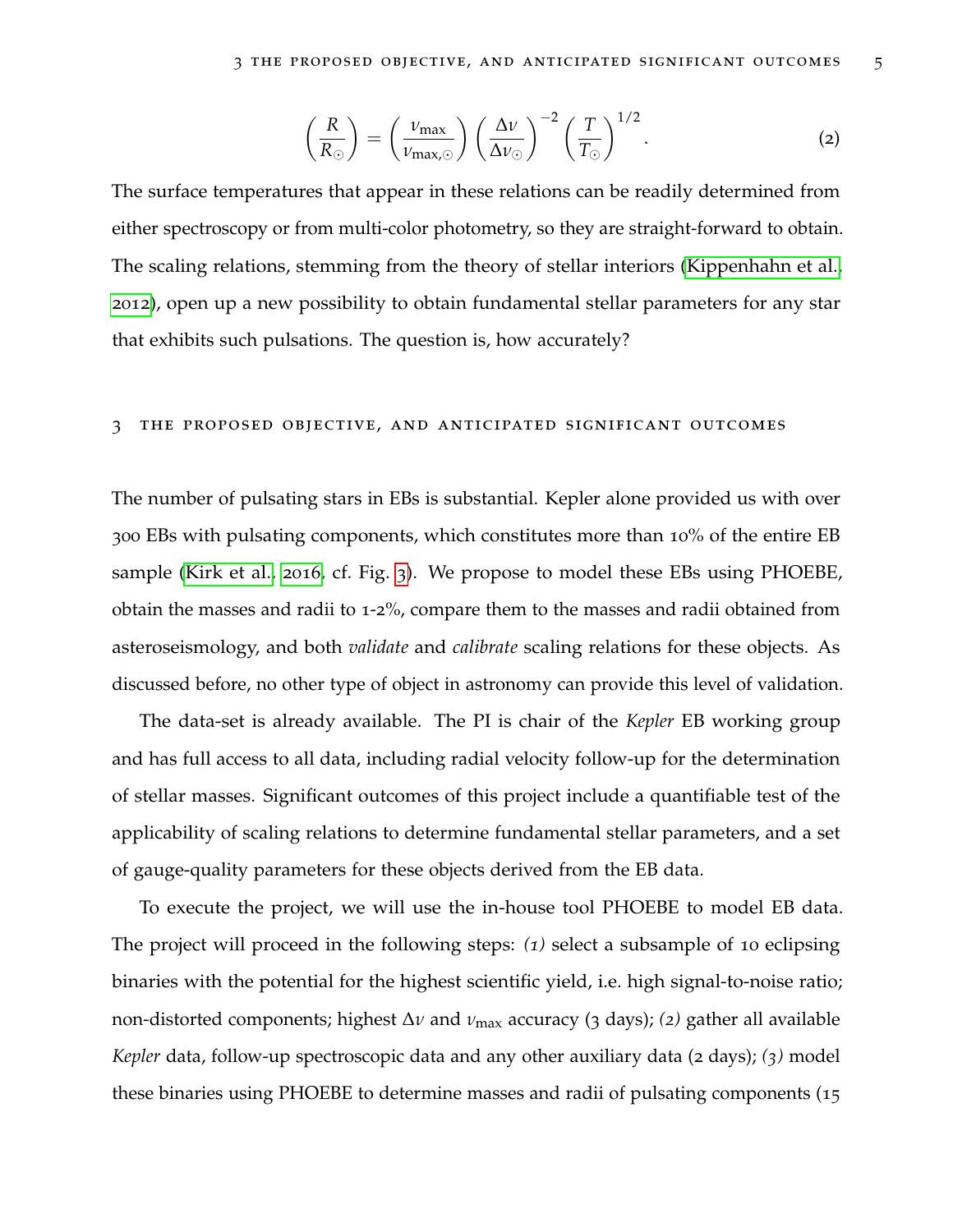$$\left(\frac{R}{R_{\odot}}\right) = \left(\frac{\nu_{\max}}{\nu_{\max,\odot}}\right)\left(\frac{\Delta\nu}{\Delta\nu_{\odot}}\right)^{-2}\left(\frac{T}{T_{\odot}}\right)^{1/2}. \tag{2}$$

The surface temperatures that appear in these relations can be readily determined from either spectroscopy or from multi-color photometry, so they are straight-forward to obtain. The scaling relations, stemming from the theory of stellar interiors (Kippenhahn et al., 2012), open up a new possibility to obtain fundamental stellar parameters for any star that exhibits such pulsations. The question is, how accurately?

## 3 The proposed objective, and anticipated significant outcomes

The number of pulsating stars in EBs is substantial. Kepler alone provided us with over 300 EBs with pulsating components, which constitutes more than 10% of the entire EB sample (Kirk et al., 2016, cf. Fig. 3). We propose to model these EBs using PHOEBE, obtain the masses and radii to 1-2%, compare them to the masses and radii obtained from asteroseismology, and both *validate* and *calibrate* scaling relations for these objects. As discussed before, no other type of object in astronomy can provide this level of validation.

The data-set is already available. The PI is chair of the *Kepler* EB working group and has full access to all data, including radial velocity follow-up for the determination of stellar masses. Significant outcomes of this project include a quantifiable test of the applicability of scaling relations to determine fundamental stellar parameters, and a set of gauge-quality parameters for these objects derived from the EB data.

To execute the project, we will use the in-house tool PHOEBE to model EB data. The project will proceed in the following steps: *(1)* select a subsample of 10 eclipsing binaries with the potential for the highest scientific yield, i.e. high signal-to-noise ratio; non-distorted components; highest $\Delta\nu$ and $\nu_{\max}$ accuracy (3 days); *(2)* gather all available *Kepler* data, follow-up spectroscopic data and any other auxiliary data (2 days); *(3)* model these binaries using PHOEBE to determine masses and radii of pulsating components (15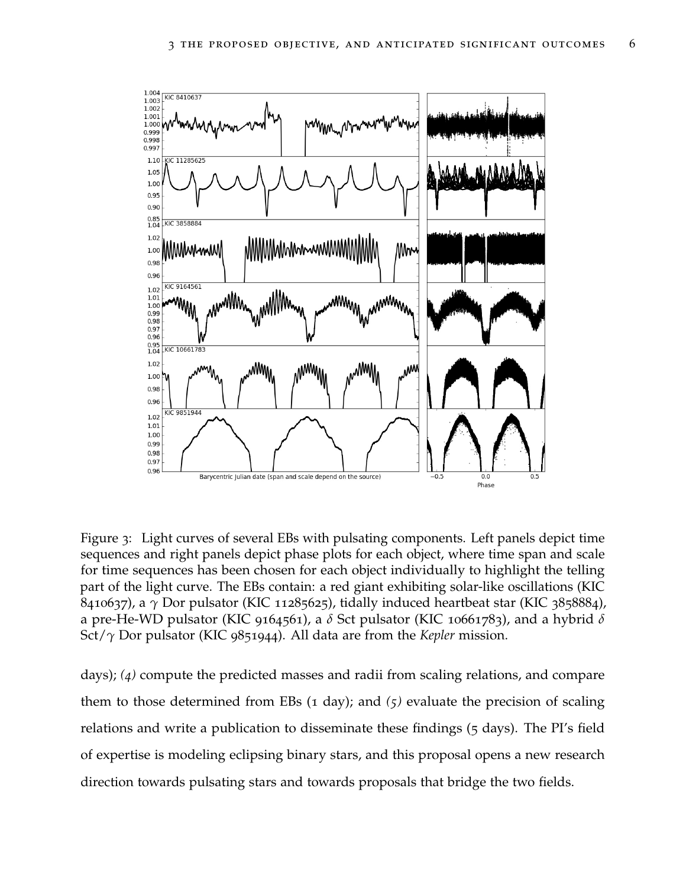Figure 3: Light curves of several EBs with pulsating components. Left panels depict time sequences and right panels depict phase plots for each object, where time span and scale for time sequences has been chosen for each object individually to highlight the telling part of the light curve. The EBs contain: a red giant exhibiting solar-like oscillations (KIC 8410637), a $\gamma$ Dor pulsator (KIC 11285625), tidally induced heartbeat star (KIC 3858884), a pre-He-WD pulsator (KIC 9164561), a $\delta$ Sct pulsator (KIC 10661783), and a hybrid $\delta$ Sct/$\gamma$ Dor pulsator (KIC 9851944). All data are from the *Kepler* mission.

days); *(4)* compute the predicted masses and radii from scaling relations, and compare them to those determined from EBs (1 day); and *(5)* evaluate the precision of scaling relations and write a publication to disseminate these findings (5 days). The PI's field of expertise is modeling eclipsing binary stars, and this proposal opens a new research direction towards pulsating stars and towards proposals that bridge the two fields.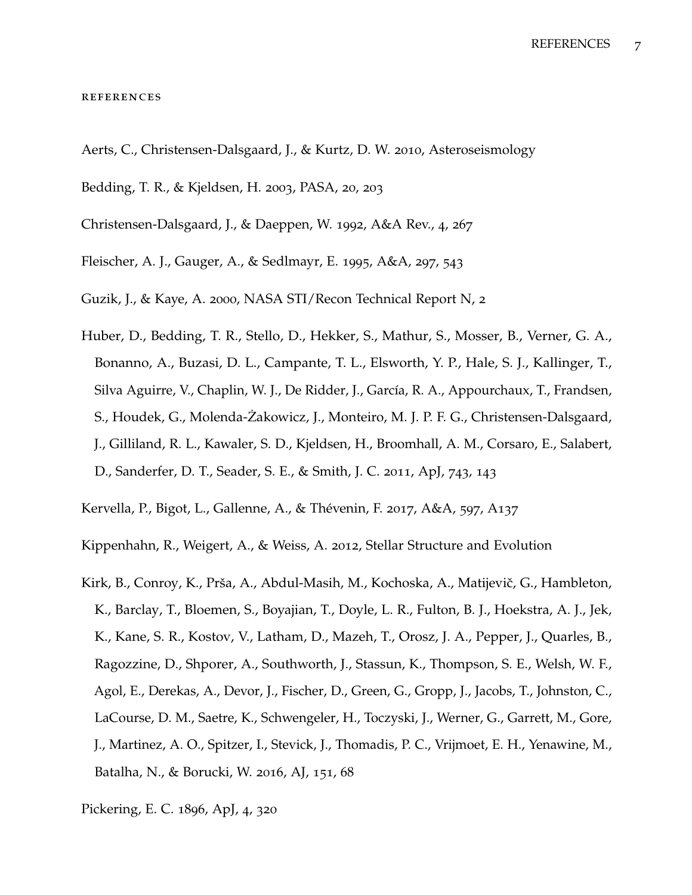## REFERENCES

Aerts, C., Christensen-Dalsgaard, J., & Kurtz, D. W. 2010, Asteroseismology

Bedding, T. R., & Kjeldsen, H. 2003, PASA, 20, 203

Christensen-Dalsgaard, J., & Daeppen, W. 1992, A&A Rev., 4, 267

Fleischer, A. J., Gauger, A., & Sedlmayr, E. 1995, A&A, 297, 543

Guzik, J., & Kaye, A. 2000, NASA STI/Recon Technical Report N, 2

Huber, D., Bedding, T. R., Stello, D., Hekker, S., Mathur, S., Mosser, B., Verner, G. A., Bonanno, A., Buzasi, D. L., Campante, T. L., Elsworth, Y. P., Hale, S. J., Kallinger, T., Silva Aguirre, V., Chaplin, W. J., De Ridder, J., García, R. A., Appourchaux, T., Frandsen, S., Houdek, G., Molenda-Żakowicz, J., Monteiro, M. J. P. F. G., Christensen-Dalsgaard, J., Gilliland, R. L., Kawaler, S. D., Kjeldsen, H., Broomhall, A. M., Corsaro, E., Salabert, D., Sanderfer, D. T., Seader, S. E., & Smith, J. C. 2011, ApJ, 743, 143

Kervella, P., Bigot, L., Gallenne, A., & Thévenin, F. 2017, A&A, 597, A137

Kippenhahn, R., Weigert, A., & Weiss, A. 2012, Stellar Structure and Evolution

Kirk, B., Conroy, K., Prša, A., Abdul-Masih, M., Kochoska, A., Matijevič, G., Hambleton, K., Barclay, T., Bloemen, S., Boyajian, T., Doyle, L. R., Fulton, B. J., Hoekstra, A. J., Jek, K., Kane, S. R., Kostov, V., Latham, D., Mazeh, T., Orosz, J. A., Pepper, J., Quarles, B., Ragozzine, D., Shporer, A., Southworth, J., Stassun, K., Thompson, S. E., Welsh, W. F., Agol, E., Derekas, A., Devor, J., Fischer, D., Green, G., Gropp, J., Jacobs, T., Johnston, C., LaCourse, D. M., Saetre, K., Schwengeler, H., Toczyski, J., Werner, G., Garrett, M., Gore, J., Martinez, A. O., Spitzer, I., Stevick, J., Thomadis, P. C., Vrijmoet, E. H., Yenawine, M., Batalha, N., & Borucki, W. 2016, AJ, 151, 68

Pickering, E. C. 1896, ApJ, 4, 320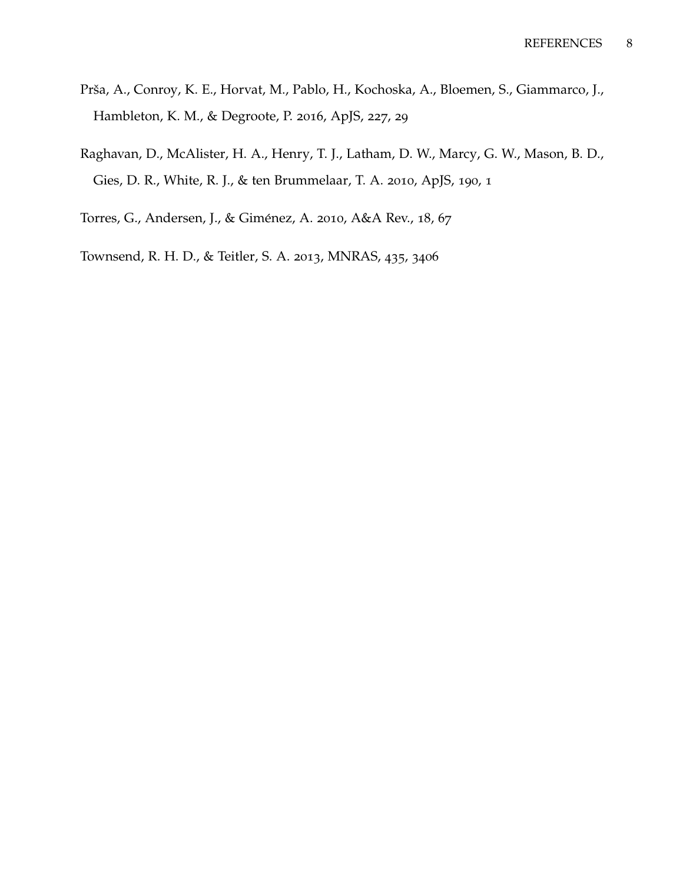Prša, A., Conroy, K. E., Horvat, M., Pablo, H., Kochoska, A., Bloemen, S., Giammarco, J., Hambleton, K. M., & Degroote, P. 2016, ApJS, 227, 29

Raghavan, D., McAlister, H. A., Henry, T. J., Latham, D. W., Marcy, G. W., Mason, B. D., Gies, D. R., White, R. J., & ten Brummelaar, T. A. 2010, ApJS, 190, 1

Torres, G., Andersen, J., & Giménez, A. 2010, A&A Rev., 18, 67

Townsend, R. H. D., & Teitler, S. A. 2013, MNRAS, 435, 3406